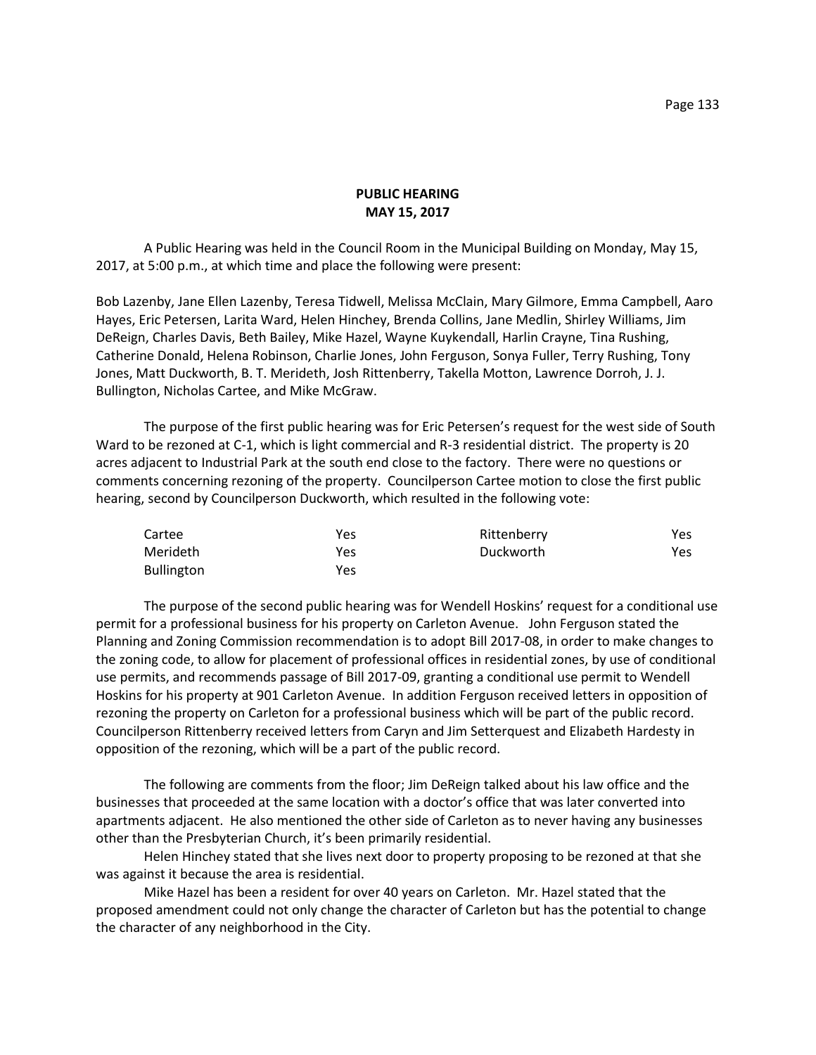# PUBLIC HEARING
## MAY 15, 2017

A Public Hearing was held in the Council Room in the Municipal Building on Monday, May 15, 2017, at 5:00 p.m., at which time and place the following were present:

Bob Lazenby, Jane Ellen Lazenby, Teresa Tidwell, Melissa McClain, Mary Gilmore, Emma Campbell, Aaro Hayes, Eric Petersen, Larita Ward, Helen Hinchey, Brenda Collins, Jane Medlin, Shirley Williams, Jim DeReign, Charles Davis, Beth Bailey, Mike Hazel, Wayne Kuykendall, Harlin Crayne, Tina Rushing, Catherine Donald, Helena Robinson, Charlie Jones, John Ferguson, Sonya Fuller, Terry Rushing, Tony Jones, Matt Duckworth, B. T. Merideth, Josh Rittenberry, Takella Motton, Lawrence Dorroh, J. J. Bullington, Nicholas Cartee, and Mike McGraw.

The purpose of the first public hearing was for Eric Petersen's request for the west side of South Ward to be rezoned at C-1, which is light commercial and R-3 residential district. The property is 20 acres adjacent to Industrial Park at the south end close to the factory. There were no questions or comments concerning rezoning of the property. Councilperson Cartee motion to close the first public hearing, second by Councilperson Duckworth, which resulted in the following vote:

| | | | |
|---|---|---|---|
| Cartee | Yes | Rittenberry | Yes |
| Merideth | Yes | Duckworth | Yes |
| Bullington | Yes | | |

The purpose of the second public hearing was for Wendell Hoskins' request for a conditional use permit for a professional business for his property on Carleton Avenue. John Ferguson stated the Planning and Zoning Commission recommendation is to adopt Bill 2017-08, in order to make changes to the zoning code, to allow for placement of professional offices in residential zones, by use of conditional use permits, and recommends passage of Bill 2017-09, granting a conditional use permit to Wendell Hoskins for his property at 901 Carleton Avenue. In addition Ferguson received letters in opposition of rezoning the property on Carleton for a professional business which will be part of the public record. Councilperson Rittenberry received letters from Caryn and Jim Setterquest and Elizabeth Hardesty in opposition of the rezoning, which will be a part of the public record.

The following are comments from the floor; Jim DeReign talked about his law office and the businesses that proceeded at the same location with a doctor's office that was later converted into apartments adjacent. He also mentioned the other side of Carleton as to never having any businesses other than the Presbyterian Church, it's been primarily residential.

Helen Hinchey stated that she lives next door to property proposing to be rezoned at that she was against it because the area is residential.

Mike Hazel has been a resident for over 40 years on Carleton. Mr. Hazel stated that the proposed amendment could not only change the character of Carleton but has the potential to change the character of any neighborhood in the City.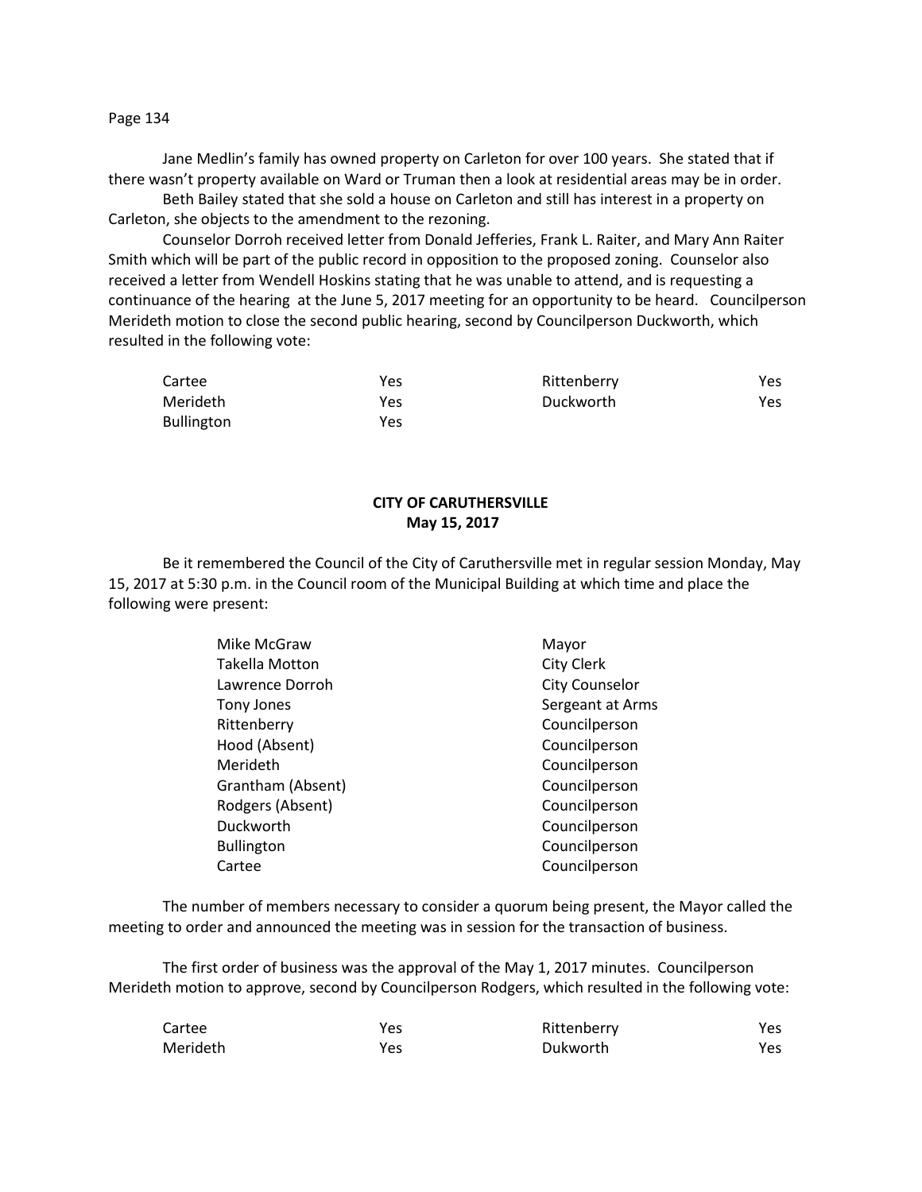Jane Medlin's family has owned property on Carleton for over 100 years. She stated that if there wasn't property available on Ward or Truman then a look at residential areas may be in order.

Beth Bailey stated that she sold a house on Carleton and still has interest in a property on Carleton, she objects to the amendment to the rezoning.

Counselor Dorroh received letter from Donald Jefferies, Frank L. Raiter, and Mary Ann Raiter Smith which will be part of the public record in opposition to the proposed zoning. Counselor also received a letter from Wendell Hoskins stating that he was unable to attend, and is requesting a continuance of the hearing at the June 5, 2017 meeting for an opportunity to be heard. Councilperson Merideth motion to close the second public hearing, second by Councilperson Duckworth, which resulted in the following vote:

| | | | |
|---|---|---|---|
| Cartee | Yes | Rittenberry | Yes |
| Merideth | Yes | Duckworth | Yes |
| Bullington | Yes | | |

**CITY OF CARUTHERSVILLE**
**May 15, 2017**

Be it remembered the Council of the City of Caruthersville met in regular session Monday, May 15, 2017 at 5:30 p.m. in the Council room of the Municipal Building at which time and place the following were present:

| | |
|---|---|
| Mike McGraw | Mayor |
| Takella Motton | City Clerk |
| Lawrence Dorroh | City Counselor |
| Tony Jones | Sergeant at Arms |
| Rittenberry | Councilperson |
| Hood (Absent) | Councilperson |
| Merideth | Councilperson |
| Grantham (Absent) | Councilperson |
| Rodgers (Absent) | Councilperson |
| Duckworth | Councilperson |
| Bullington | Councilperson |
| Cartee | Councilperson |

The number of members necessary to consider a quorum being present, the Mayor called the meeting to order and announced the meeting was in session for the transaction of business.

The first order of business was the approval of the May 1, 2017 minutes. Councilperson Merideth motion to approve, second by Councilperson Rodgers, which resulted in the following vote:

| | | | |
|---|---|---|---|
| Cartee | Yes | Rittenberry | Yes |
| Merideth | Yes | Dukworth | Yes |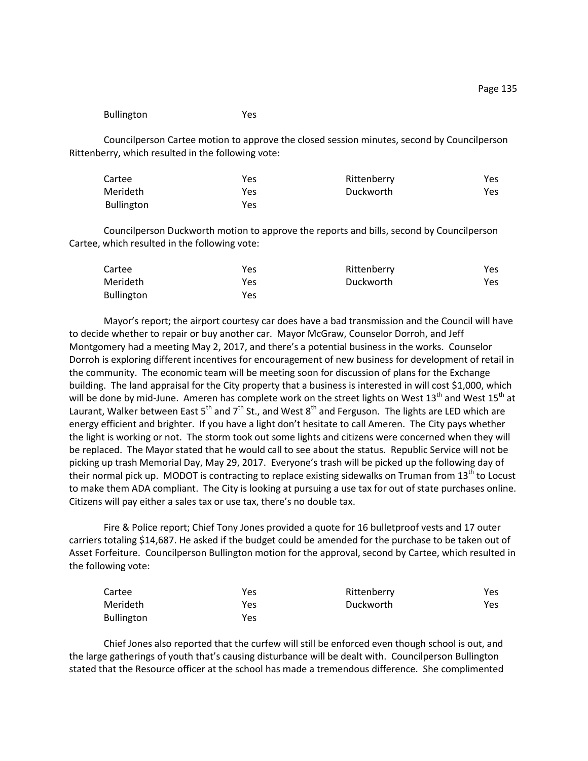| Bullington | Yes | | |
|---|---|---|---|

Councilperson Cartee motion to approve the closed session minutes, second by Councilperson Rittenberry, which resulted in the following vote:

| | | | |
|---|---|---|---|
| Cartee | Yes | Rittenberry | Yes |
| Merideth | Yes | Duckworth | Yes |
| Bullington | Yes | | |

Councilperson Duckworth motion to approve the reports and bills, second by Councilperson Cartee, which resulted in the following vote:

| | | | |
|---|---|---|---|
| Cartee | Yes | Rittenberry | Yes |
| Merideth | Yes | Duckworth | Yes |
| Bullington | Yes | | |

Mayor's report; the airport courtesy car does have a bad transmission and the Council will have to decide whether to repair or buy another car. Mayor McGraw, Counselor Dorroh, and Jeff Montgomery had a meeting May 2, 2017, and there's a potential business in the works. Counselor Dorroh is exploring different incentives for encouragement of new business for development of retail in the community. The economic team will be meeting soon for discussion of plans for the Exchange building. The land appraisal for the City property that a business is interested in will cost $1,000, which will be done by mid-June. Ameren has complete work on the street lights on West 13th and West 15th at Laurant, Walker between East 5th and 7th St., and West 8th and Ferguson. The lights are LED which are energy efficient and brighter. If you have a light don't hesitate to call Ameren. The City pays whether the light is working or not. The storm took out some lights and citizens were concerned when they will be replaced. The Mayor stated that he would call to see about the status. Republic Service will not be picking up trash Memorial Day, May 29, 2017. Everyone's trash will be picked up the following day of their normal pick up. MODOT is contracting to replace existing sidewalks on Truman from 13th to Locust to make them ADA compliant. The City is looking at pursuing a use tax for out of state purchases online. Citizens will pay either a sales tax or use tax, there's no double tax.

Fire & Police report; Chief Tony Jones provided a quote for 16 bulletproof vests and 17 outer carriers totaling $14,687. He asked if the budget could be amended for the purchase to be taken out of Asset Forfeiture. Councilperson Bullington motion for the approval, second by Cartee, which resulted in the following vote:

| | | | |
|---|---|---|---|
| Cartee | Yes | Rittenberry | Yes |
| Merideth | Yes | Duckworth | Yes |
| Bullington | Yes | | |

Chief Jones also reported that the curfew will still be enforced even though school is out, and the large gatherings of youth that's causing disturbance will be dealt with. Councilperson Bullington stated that the Resource officer at the school has made a tremendous difference. She complimented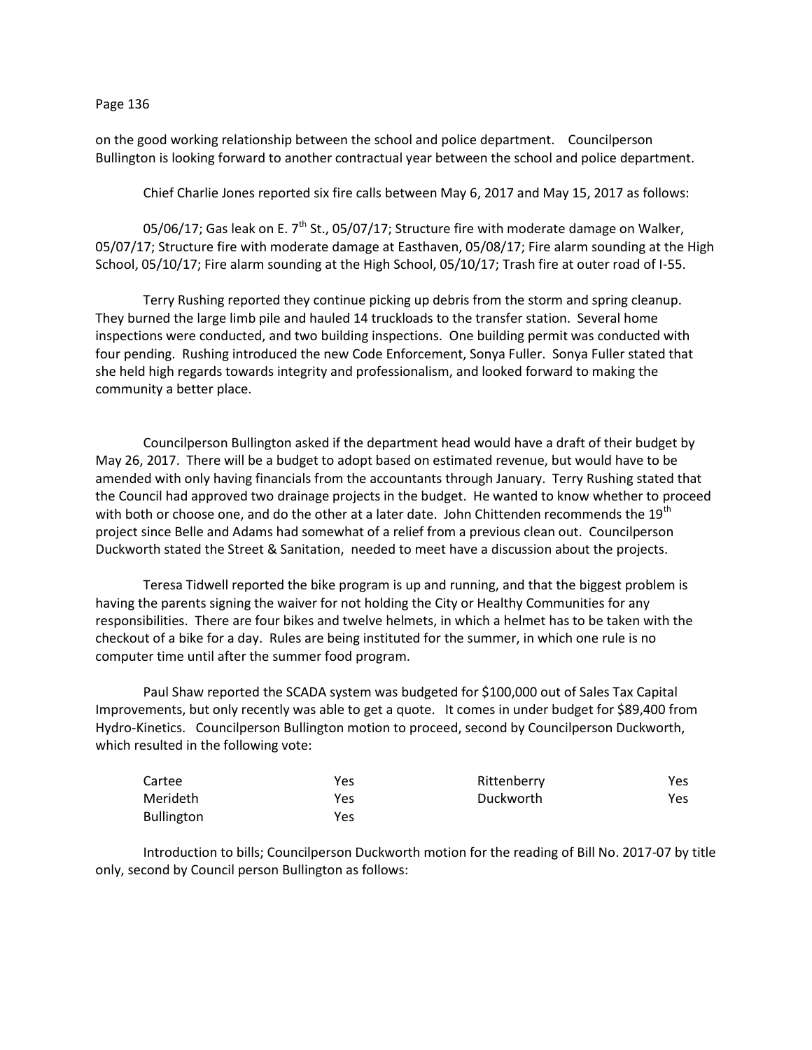on the good working relationship between the school and police department. Councilperson Bullington is looking forward to another contractual year between the school and police department.

Chief Charlie Jones reported six fire calls between May 6, 2017 and May 15, 2017 as follows:

05/06/17; Gas leak on E. 7th St., 05/07/17; Structure fire with moderate damage on Walker, 05/07/17; Structure fire with moderate damage at Easthaven, 05/08/17; Fire alarm sounding at the High School, 05/10/17; Fire alarm sounding at the High School, 05/10/17; Trash fire at outer road of I-55.

Terry Rushing reported they continue picking up debris from the storm and spring cleanup. They burned the large limb pile and hauled 14 truckloads to the transfer station. Several home inspections were conducted, and two building inspections. One building permit was conducted with four pending. Rushing introduced the new Code Enforcement, Sonya Fuller. Sonya Fuller stated that she held high regards towards integrity and professionalism, and looked forward to making the community a better place.

Councilperson Bullington asked if the department head would have a draft of their budget by May 26, 2017. There will be a budget to adopt based on estimated revenue, but would have to be amended with only having financials from the accountants through January. Terry Rushing stated that the Council had approved two drainage projects in the budget. He wanted to know whether to proceed with both or choose one, and do the other at a later date. John Chittenden recommends the 19th project since Belle and Adams had somewhat of a relief from a previous clean out. Councilperson Duckworth stated the Street & Sanitation, needed to meet have a discussion about the projects.

Teresa Tidwell reported the bike program is up and running, and that the biggest problem is having the parents signing the waiver for not holding the City or Healthy Communities for any responsibilities. There are four bikes and twelve helmets, in which a helmet has to be taken with the checkout of a bike for a day. Rules are being instituted for the summer, in which one rule is no computer time until after the summer food program.

Paul Shaw reported the SCADA system was budgeted for $100,000 out of Sales Tax Capital Improvements, but only recently was able to get a quote. It comes in under budget for $89,400 from Hydro-Kinetics. Councilperson Bullington motion to proceed, second by Councilperson Duckworth, which resulted in the following vote:

| | | | |
|---|---|---|---|
| Cartee | Yes | Rittenberry | Yes |
| Merideth | Yes | Duckworth | Yes |
| Bullington | Yes | | |

Introduction to bills; Councilperson Duckworth motion for the reading of Bill No. 2017-07 by title only, second by Council person Bullington as follows: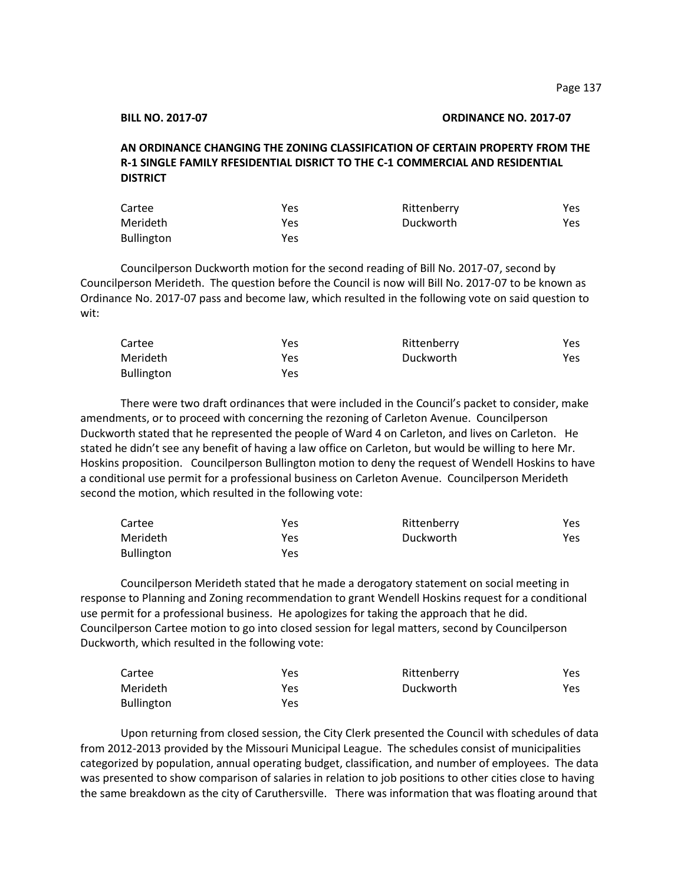**BILL NO. 2017-07** **ORDINANCE NO. 2017-07**

**AN ORDINANCE CHANGING THE ZONING CLASSIFICATION OF CERTAIN PROPERTY FROM THE R-1 SINGLE FAMILY RFESIDENTIAL DISRICT TO THE C-1 COMMERCIAL AND RESIDENTIAL DISTRICT**

| | | | |
|---|---|---|---|
| Cartee | Yes | Rittenberry | Yes |
| Merideth | Yes | Duckworth | Yes |
| Bullington | Yes | | |

Councilperson Duckworth motion for the second reading of Bill No. 2017-07, second by Councilperson Merideth. The question before the Council is now will Bill No. 2017-07 to be known as Ordinance No. 2017-07 pass and become law, which resulted in the following vote on said question to wit:

| | | | |
|---|---|---|---|
| Cartee | Yes | Rittenberry | Yes |
| Merideth | Yes | Duckworth | Yes |
| Bullington | Yes | | |

There were two draft ordinances that were included in the Council's packet to consider, make amendments, or to proceed with concerning the rezoning of Carleton Avenue. Councilperson Duckworth stated that he represented the people of Ward 4 on Carleton, and lives on Carleton. He stated he didn't see any benefit of having a law office on Carleton, but would be willing to here Mr. Hoskins proposition. Councilperson Bullington motion to deny the request of Wendell Hoskins to have a conditional use permit for a professional business on Carleton Avenue. Councilperson Merideth second the motion, which resulted in the following vote:

| | | | |
|---|---|---|---|
| Cartee | Yes | Rittenberry | Yes |
| Merideth | Yes | Duckworth | Yes |
| Bullington | Yes | | |

Councilperson Merideth stated that he made a derogatory statement on social meeting in response to Planning and Zoning recommendation to grant Wendell Hoskins request for a conditional use permit for a professional business. He apologizes for taking the approach that he did. Councilperson Cartee motion to go into closed session for legal matters, second by Councilperson Duckworth, which resulted in the following vote:

| | | | |
|---|---|---|---|
| Cartee | Yes | Rittenberry | Yes |
| Merideth | Yes | Duckworth | Yes |
| Bullington | Yes | | |

Upon returning from closed session, the City Clerk presented the Council with schedules of data from 2012-2013 provided by the Missouri Municipal League. The schedules consist of municipalities categorized by population, annual operating budget, classification, and number of employees. The data was presented to show comparison of salaries in relation to job positions to other cities close to having the same breakdown as the city of Caruthersville. There was information that was floating around that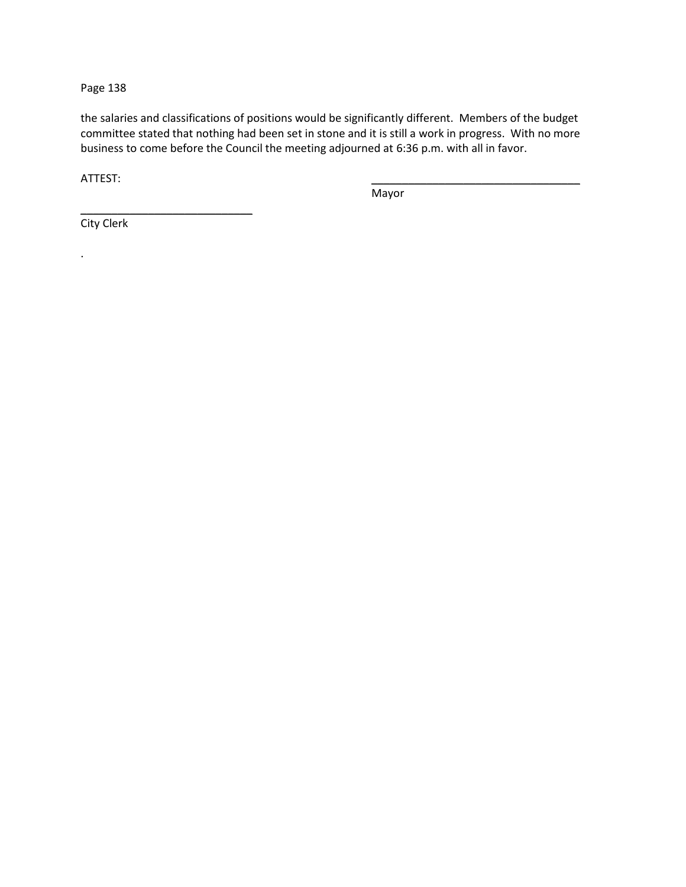the salaries and classifications of positions would be significantly different. Members of the budget committee stated that nothing had been set in stone and it is still a work in progress. With no more business to come before the Council the meeting adjourned at 6:36 p.m. with all in favor.

ATTEST:

\_\_\_\_\_\_\_\_\_\_\_\_\_\_\_\_\_\_\_\_\_\_\_\_\_\_\_\_\_\_\_\_\_\_
Mayor

\_\_\_\_\_\_\_\_\_\_\_\_\_\_\_\_\_\_\_\_\_\_\_\_\_\_\_\_
City Clerk

.